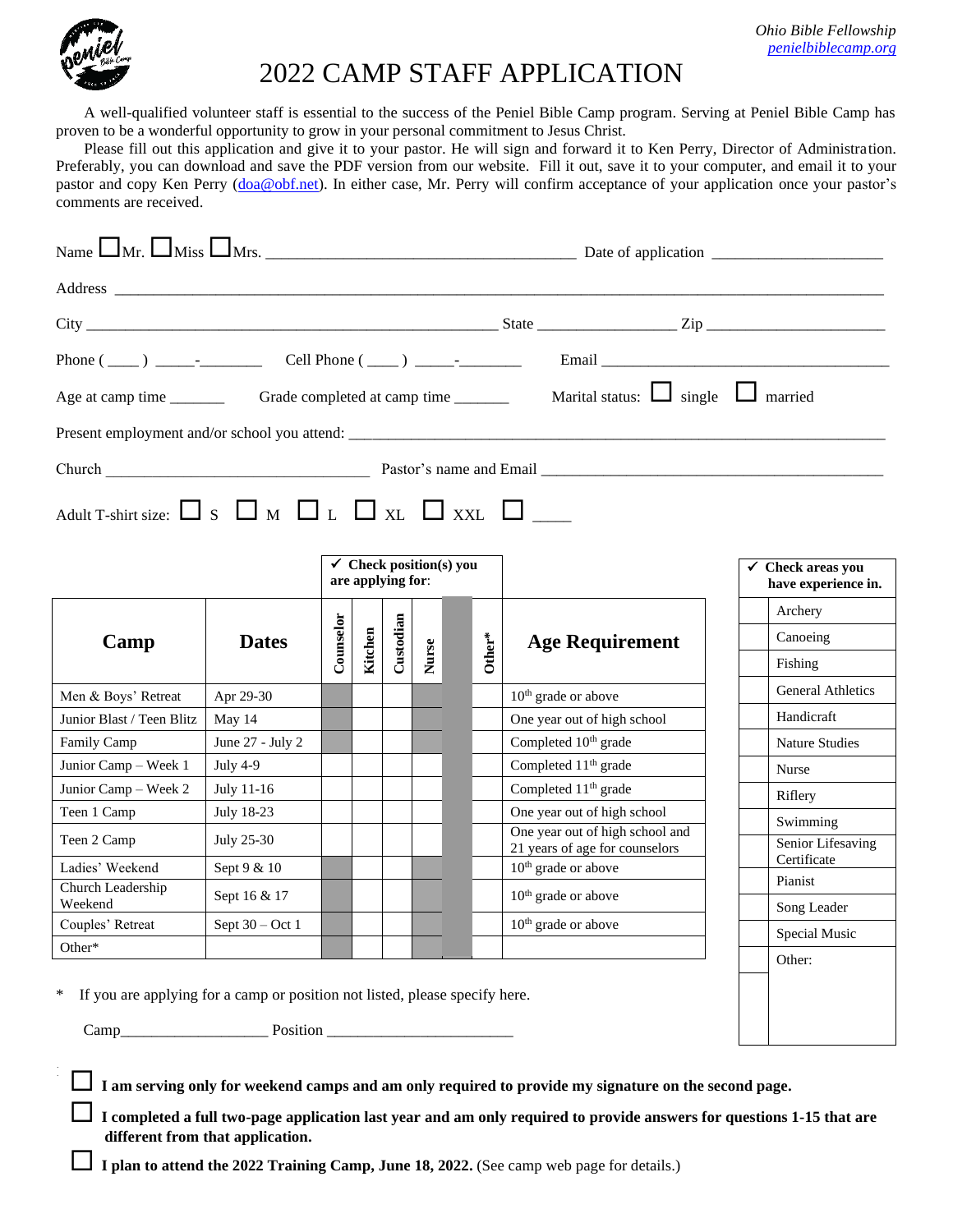*Ohio Bible Fellowship*
*penielbiblecamp.org*

# 2022 CAMP STAFF APPLICATION

A well-qualified volunteer staff is essential to the success of the Peniel Bible Camp program. Serving at Peniel Bible Camp has proven to be a wonderful opportunity to grow in your personal commitment to Jesus Christ.

Please fill out this application and give it to your pastor. He will sign and forward it to Ken Perry, Director of Administration. Preferably, you can download and save the PDF version from our website. Fill it out, save it to your computer, and email it to your pastor and copy Ken Perry (doa@obf.net). In either case, Mr. Perry will confirm acceptance of your application once your pastor's comments are received.

Name ☐ Mr. ☐ Miss ☐ Mrs. ______________________________________ Date of application ____________________

Address ____________________________________________________________________________________

City ______________________________________________ State ________________ Zip _____________________

Phone ( ____ ) _____-________ Cell Phone ( ____ ) _____-________ Email ___________________________________

Age at camp time _______ Grade completed at camp time _______ Marital status: ☐ single ☐ married

Present employment and/or school you attend: _____________________________________________________________

Church ________________________________ Pastor's name and Email __________________________________________

Adult T-shirt size: ☐ S ☐ M ☐ L ☐ XL ☐ XXL ☐ _____

✓ Check position(s) you are applying for:

| Camp | Dates | Counselor | Kitchen | Custodian | Nurse | | Other* | Age Requirement |
|---|---|---|---|---|---|---|---|---|
| Men & Boys' Retreat | Apr 29-30 | | | | | | | 10th grade or above |
| Junior Blast / Teen Blitz | May 14 | | | | | | | One year out of high school |
| Family Camp | June 27 - July 2 | | | | | | | Completed 10th grade |
| Junior Camp – Week 1 | July 4-9 | | | | | | | Completed 11th grade |
| Junior Camp – Week 2 | July 11-16 | | | | | | | Completed 11th grade |
| Teen 1 Camp | July 18-23 | | | | | | | One year out of high school |
| Teen 2 Camp | July 25-30 | | | | | | | One year out of high school and 21 years of age for counselors |
| Ladies' Weekend | Sept 9 & 10 | | | | | | | 10th grade or above |
| Church Leadership Weekend | Sept 16 & 17 | | | | | | | 10th grade or above |
| Couples' Retreat | Sept 30 – Oct 1 | | | | | | | 10th grade or above |
| Other* | | | | | | | | |

✓ Check areas you have experience in.

| | |
|---|---|
| ☐ | Archery |
| ☐ | Canoeing |
| ☐ | Fishing |
| ☐ | General Athletics |
| ☐ | Handicraft |
| ☐ | Nature Studies |
| ☐ | Nurse |
| ☐ | Riflery |
| ☐ | Swimming |
| ☐ | Senior Lifesaving Certificate |
| ☐ | Pianist |
| ☐ | Song Leader |
| ☐ | Special Music |
| ☐ | Other: |

\* If you are applying for a camp or position not listed, please specify here.

Camp__________________ Position ________________________

☐ **I am serving only for weekend camps and am only required to provide my signature on the second page.**

☐ **I completed a full two-page application last year and am only required to provide answers for questions 1-15 that are different from that application.**

☐ **I plan to attend the 2022 Training Camp, June 18, 2022.** (See camp web page for details.)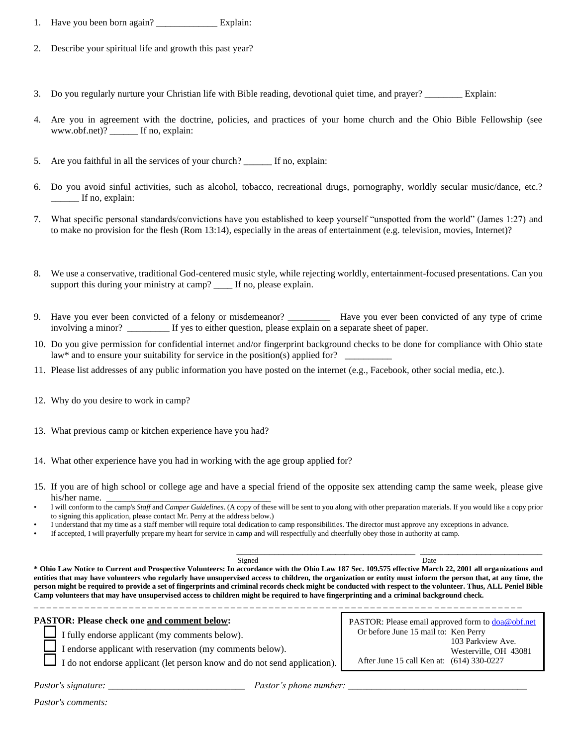1. Have you been born again? _____________ Explain:

2. Describe your spiritual life and growth this past year?

3. Do you regularly nurture your Christian life with Bible reading, devotional quiet time, and prayer? ________ Explain:

4. Are you in agreement with the doctrine, policies, and practices of your home church and the Ohio Bible Fellowship (see www.obf.net)? ______ If no, explain:

5. Are you faithful in all the services of your church? ______ If no, explain:

6. Do you avoid sinful activities, such as alcohol, tobacco, recreational drugs, pornography, worldly secular music/dance, etc.? ______ If no, explain:

7. What specific personal standards/convictions have you established to keep yourself "unspotted from the world" (James 1:27) and to make no provision for the flesh (Rom 13:14), especially in the areas of entertainment (e.g. television, movies, Internet)?

8. We use a conservative, traditional God-centered music style, while rejecting worldly, entertainment-focused presentations. Can you support this during your ministry at camp? ____ If no, please explain.

9. Have you ever been convicted of a felony or misdemeanor? _________ Have you ever been convicted of any type of crime involving a minor? _________ If yes to either question, please explain on a separate sheet of paper.

10. Do you give permission for confidential internet and/or fingerprint background checks to be done for compliance with Ohio state law* and to ensure your suitability for service in the position(s) applied for? __________

11. Please list addresses of any public information you have posted on the internet (e.g., Facebook, other social media, etc.).

12. Why do you desire to work in camp?

13. What previous camp or kitchen experience have you had?

14. What other experience have you had in working with the age group applied for?

15. If you are of high school or college age and have a special friend of the opposite sex attending camp the same week, please give his/her name. ___________________________________

- I will conform to the camp's *Staff* and *Camper Guidelines*. (A copy of these will be sent to you along with other preparation materials. If you would like a copy prior to signing this application, please contact Mr. Perry at the address below.)
- I understand that my time as a staff member will require total dedication to camp responsibilities. The director must approve any exceptions in advance.
- If accepted, I will prayerfully prepare my heart for service in camp and will respectfully and cheerfully obey those in authority at camp.

_________________________________________ ____________________________
Signed Date

**\* Ohio Law Notice to Current and Prospective Volunteers: In accordance with the Ohio Law 187 Sec. 109.575 effective March 22, 2001 all organizations and entities that may have volunteers who regularly have unsupervised access to children, the organization or entity must inform the person that, at any time, the person might be required to provide a set of fingerprints and criminal records check might be conducted with respect to the volunteer. Thus, ALL Peniel Bible Camp volunteers that may have unsupervised access to children might be required to have fingerprinting and a criminal background check.**

---

**PASTOR: Please check one and comment below:**

- ☐ I fully endorse applicant (my comments below).
- ☐ I endorse applicant with reservation (my comments below).
- ☐ I do not endorse applicant (let person know and do not send application).

PASTOR: Please email approved form to doa@obf.net
Or before June 15 mail to: Ken Perry
103 Parkview Ave.
Westerville, OH 43081
After June 15 call Ken at: (614) 330-0227

*Pastor's signature:* ____________________________ *Pastor's phone number:* _____________________________________

*Pastor's comments:*